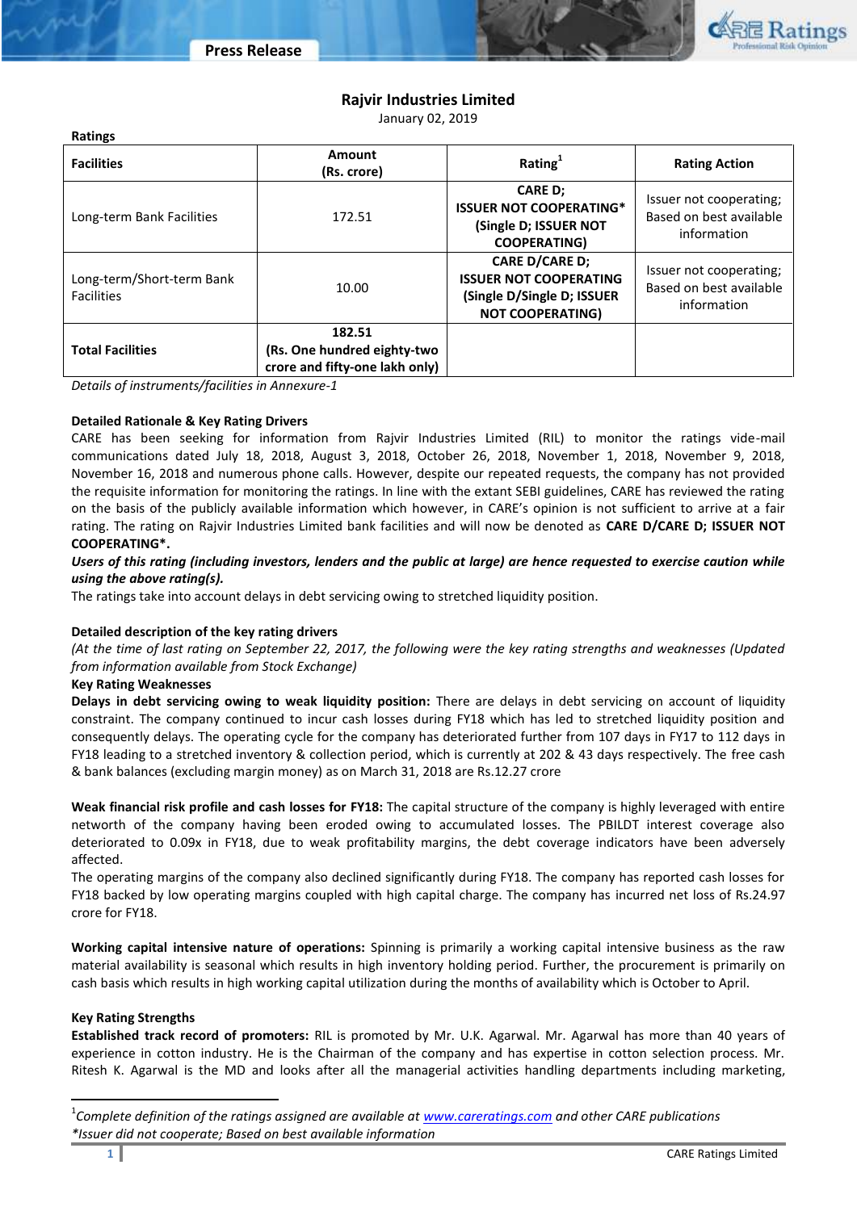# Press Release

## Rajvir Industries Limited

January 02, 2019

**Ratings**

| Facilities | Amount (Rs. crore) | Rating[1] | Rating Action |
|---|---|---|---|
| Long-term Bank Facilities | 172.51 | CARE D; ISSUER NOT COOPERATING* (Single D; ISSUER NOT COOPERATING) | Issuer not cooperating; Based on best available information |
| Long-term/Short-term Bank Facilities | 10.00 | CARE D/CARE D; ISSUER NOT COOPERATING (Single D/Single D; ISSUER NOT COOPERATING) | Issuer not cooperating; Based on best available information |
| **Total Facilities** | **182.51 (Rs. One hundred eighty-two crore and fifty-one lakh only)** | | |

*Details of instruments/facilities in Annexure-1*

**Detailed Rationale & Key Rating Drivers**

CARE has been seeking for information from Rajvir Industries Limited (RIL) to monitor the ratings vide-mail communications dated July 18, 2018, August 3, 2018, October 26, 2018, November 1, 2018, November 9, 2018, November 16, 2018 and numerous phone calls. However, despite our repeated requests, the company has not provided the requisite information for monitoring the ratings. In line with the extant SEBI guidelines, CARE has reviewed the rating on the basis of the publicly available information which however, in CARE's opinion is not sufficient to arrive at a fair rating. The rating on Rajvir Industries Limited bank facilities and will now be denoted as **CARE D/CARE D; ISSUER NOT COOPERATING*.**

***Users of this rating (including investors, lenders and the public at large) are hence requested to exercise caution while using the above rating(s).***

The ratings take into account delays in debt servicing owing to stretched liquidity position.

**Detailed description of the key rating drivers**

*(At the time of last rating on September 22, 2017, the following were the key rating strengths and weaknesses (Updated from information available from Stock Exchange)*

**Key Rating Weaknesses**

**Delays in debt servicing owing to weak liquidity position:** There are delays in debt servicing on account of liquidity constraint. The company continued to incur cash losses during FY18 which has led to stretched liquidity position and consequently delays. The operating cycle for the company has deteriorated further from 107 days in FY17 to 112 days in FY18 leading to a stretched inventory & collection period, which is currently at 202 & 43 days respectively. The free cash & bank balances (excluding margin money) as on March 31, 2018 are Rs.12.27 crore

**Weak financial risk profile and cash losses for FY18:** The capital structure of the company is highly leveraged with entire networth of the company having been eroded owing to accumulated losses. The PBILDT interest coverage also deteriorated to 0.09x in FY18, due to weak profitability margins, the debt coverage indicators have been adversely affected.

The operating margins of the company also declined significantly during FY18. The company has reported cash losses for FY18 backed by low operating margins coupled with high capital charge. The company has incurred net loss of Rs.24.97 crore for FY18.

**Working capital intensive nature of operations:** Spinning is primarily a working capital intensive business as the raw material availability is seasonal which results in high inventory holding period. Further, the procurement is primarily on cash basis which results in high working capital utilization during the months of availability which is October to April.

**Key Rating Strengths**

**Established track record of promoters:** RIL is promoted by Mr. U.K. Agarwal. Mr. Agarwal has more than 40 years of experience in cotton industry. He is the Chairman of the company and has expertise in cotton selection process. Mr. Ritesh K. Agarwal is the MD and looks after all the managerial activities handling departments including marketing,

[1]*Complete definition of the ratings assigned are available at www.careratings.com and other CARE publications*
**Issuer did not cooperate; Based on best available information*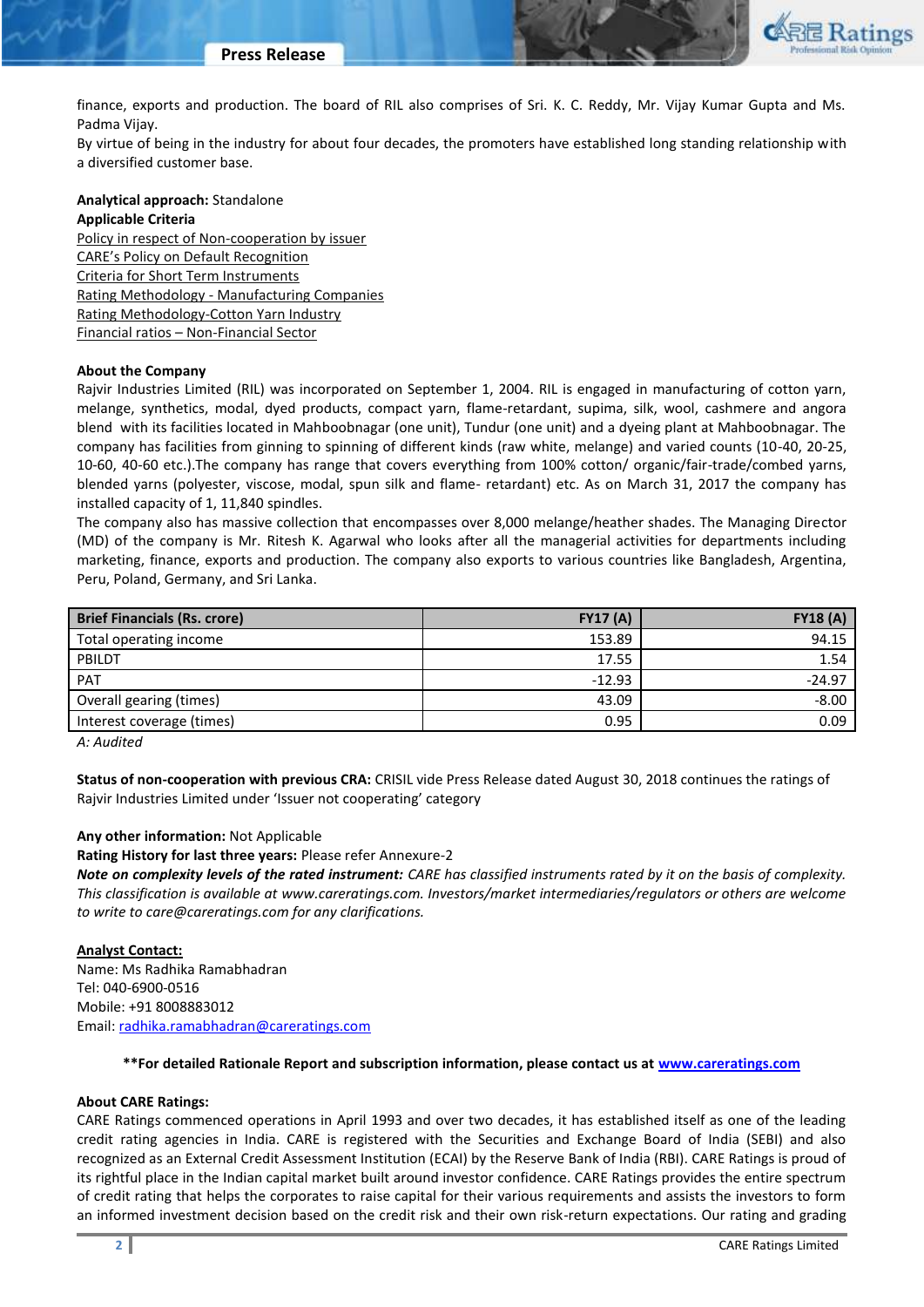finance, exports and production. The board of RIL also comprises of Sri. K. C. Reddy, Mr. Vijay Kumar Gupta and Ms. Padma Vijay.

By virtue of being in the industry for about four decades, the promoters have established long standing relationship with a diversified customer base.

**Analytical approach:** Standalone

**Applicable Criteria**

Policy in respect of Non-cooperation by issuer
CARE's Policy on Default Recognition
Criteria for Short Term Instruments
Rating Methodology - Manufacturing Companies
Rating Methodology-Cotton Yarn Industry
Financial ratios – Non-Financial Sector

**About the Company**

Rajvir Industries Limited (RIL) was incorporated on September 1, 2004. RIL is engaged in manufacturing of cotton yarn, melange, synthetics, modal, dyed products, compact yarn, flame-retardant, supima, silk, wool, cashmere and angora blend with its facilities located in Mahboobnagar (one unit), Tundur (one unit) and a dyeing plant at Mahboobnagar. The company has facilities from ginning to spinning of different kinds (raw white, melange) and varied counts (10-40, 20-25, 10-60, 40-60 etc.).The company has range that covers everything from 100% cotton/ organic/fair-trade/combed yarns, blended yarns (polyester, viscose, modal, spun silk and flame- retardant) etc. As on March 31, 2017 the company has installed capacity of 1, 11,840 spindles.

The company also has massive collection that encompasses over 8,000 melange/heather shades. The Managing Director (MD) of the company is Mr. Ritesh K. Agarwal who looks after all the managerial activities for departments including marketing, finance, exports and production. The company also exports to various countries like Bangladesh, Argentina, Peru, Poland, Germany, and Sri Lanka.

| Brief Financials (Rs. crore) | FY17 (A) | FY18 (A) |
|---|---|---|
| Total operating income | 153.89 | 94.15 |
| PBILDT | 17.55 | 1.54 |
| PAT | -12.93 | -24.97 |
| Overall gearing (times) | 43.09 | -8.00 |
| Interest coverage (times) | 0.95 | 0.09 |

*A: Audited*

**Status of non-cooperation with previous CRA:** CRISIL vide Press Release dated August 30, 2018 continues the ratings of Rajvir Industries Limited under 'Issuer not cooperating' category

**Any other information:** Not Applicable

**Rating History for last three years:** Please refer Annexure-2

***Note on complexity levels of the rated instrument:*** *CARE has classified instruments rated by it on the basis of complexity. This classification is available at www.careratings.com. Investors/market intermediaries/regulators or others are welcome to write to care@careratings.com for any clarifications.*

**Analyst Contact:**

Name: Ms Radhika Ramabhadran
Tel: 040-6900-0516
Mobile: +91 8008883012
Email: radhika.ramabhadran@careratings.com

**\*\*For detailed Rationale Report and subscription information, please contact us at www.careratings.com**

**About CARE Ratings:**

CARE Ratings commenced operations in April 1993 and over two decades, it has established itself as one of the leading credit rating agencies in India. CARE is registered with the Securities and Exchange Board of India (SEBI) and also recognized as an External Credit Assessment Institution (ECAI) by the Reserve Bank of India (RBI). CARE Ratings is proud of its rightful place in the Indian capital market built around investor confidence. CARE Ratings provides the entire spectrum of credit rating that helps the corporates to raise capital for their various requirements and assists the investors to form an informed investment decision based on the credit risk and their own risk-return expectations. Our rating and grading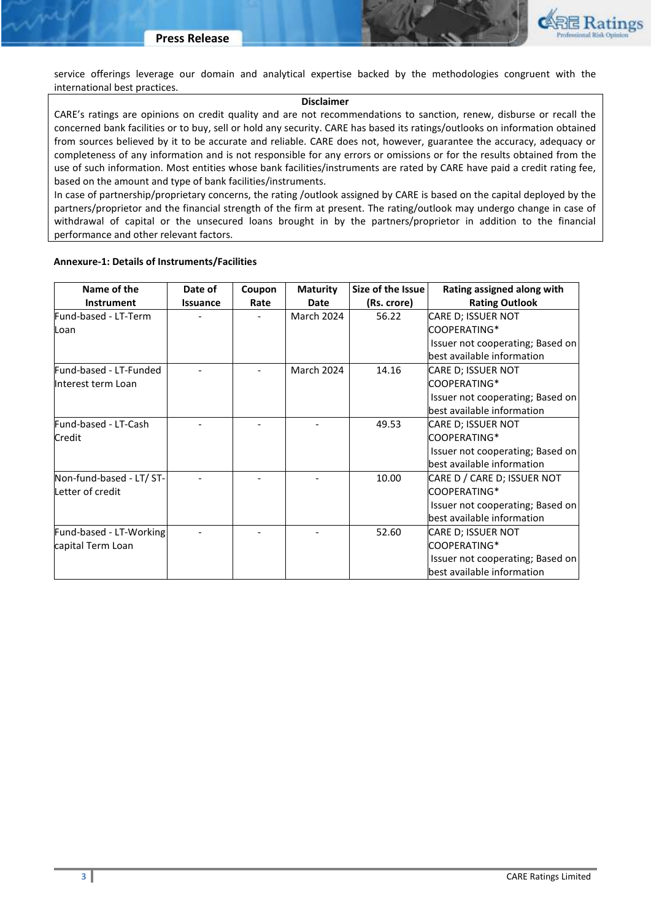service offerings leverage our domain and analytical expertise backed by the methodologies congruent with the international best practices.

**Disclaimer**

CARE's ratings are opinions on credit quality and are not recommendations to sanction, renew, disburse or recall the concerned bank facilities or to buy, sell or hold any security. CARE has based its ratings/outlooks on information obtained from sources believed by it to be accurate and reliable. CARE does not, however, guarantee the accuracy, adequacy or completeness of any information and is not responsible for any errors or omissions or for the results obtained from the use of such information. Most entities whose bank facilities/instruments are rated by CARE have paid a credit rating fee, based on the amount and type of bank facilities/instruments.

In case of partnership/proprietary concerns, the rating /outlook assigned by CARE is based on the capital deployed by the partners/proprietor and the financial strength of the firm at present. The rating/outlook may undergo change in case of withdrawal of capital or the unsecured loans brought in by the partners/proprietor in addition to the financial performance and other relevant factors.

**Annexure-1: Details of Instruments/Facilities**

| Name of the Instrument | Date of Issuance | Coupon Rate | Maturity Date | Size of the Issue (Rs. crore) | Rating assigned along with Rating Outlook |
|---|---|---|---|---|---|
| Fund-based - LT-Term Loan | - | - | March 2024 | 56.22 | CARE D; ISSUER NOT COOPERATING* Issuer not cooperating; Based on best available information |
| Fund-based - LT-Funded Interest term Loan | - | - | March 2024 | 14.16 | CARE D; ISSUER NOT COOPERATING* Issuer not cooperating; Based on best available information |
| Fund-based - LT-Cash Credit | - | - | - | 49.53 | CARE D; ISSUER NOT COOPERATING* Issuer not cooperating; Based on best available information |
| Non-fund-based - LT/ ST-Letter of credit | - | - | - | 10.00 | CARE D / CARE D; ISSUER NOT COOPERATING* Issuer not cooperating; Based on best available information |
| Fund-based - LT-Working capital Term Loan | - | - | - | 52.60 | CARE D; ISSUER NOT COOPERATING* Issuer not cooperating; Based on best available information |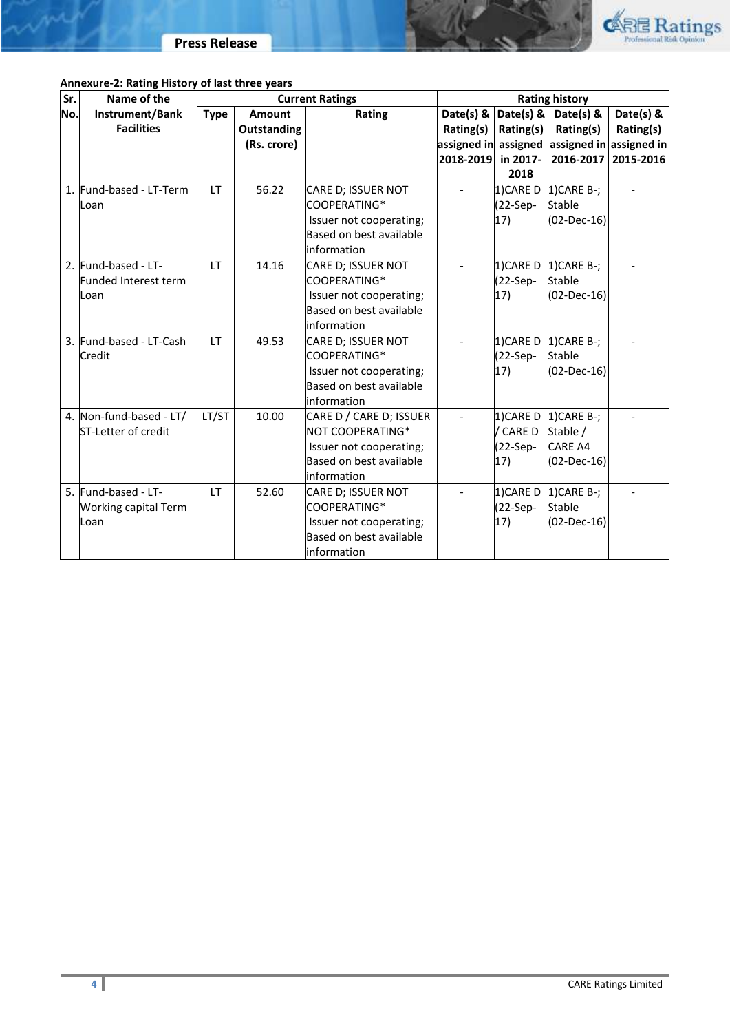**Annexure-2: Rating History of last three years**

| Sr. No. | Name of the Instrument/Bank Facilities | Current Ratings | | | Rating history | | | |
|---|---|---|---|---|---|---|---|---|
| | | Type | Amount Outstanding (Rs. crore) | Rating | Date(s) & Rating(s) assigned in 2018-2019 | Date(s) & Rating(s) assigned in 2017-2018 | Date(s) & Rating(s) assigned in 2016-2017 | Date(s) & Rating(s) assigned in 2015-2016 |
| 1. | Fund-based - LT-Term Loan | LT | 56.22 | CARE D; ISSUER NOT COOPERATING* Issuer not cooperating; Based on best available information | - | 1)CARE D (22-Sep-17) | 1)CARE B-; Stable (02-Dec-16) | - |
| 2. | Fund-based - LT-Funded Interest term Loan | LT | 14.16 | CARE D; ISSUER NOT COOPERATING* Issuer not cooperating; Based on best available information | - | 1)CARE D (22-Sep-17) | 1)CARE B-; Stable (02-Dec-16) | - |
| 3. | Fund-based - LT-Cash Credit | LT | 49.53 | CARE D; ISSUER NOT COOPERATING* Issuer not cooperating; Based on best available information | - | 1)CARE D (22-Sep-17) | 1)CARE B-; Stable (02-Dec-16) | - |
| 4. | Non-fund-based - LT/ ST-Letter of credit | LT/ST | 10.00 | CARE D / CARE D; ISSUER NOT COOPERATING* Issuer not cooperating; Based on best available information | - | 1)CARE D / CARE D (22-Sep-17) | 1)CARE B-; Stable / CARE A4 (02-Dec-16) | - |
| 5. | Fund-based - LT-Working capital Term Loan | LT | 52.60 | CARE D; ISSUER NOT COOPERATING* Issuer not cooperating; Based on best available information | - | 1)CARE D (22-Sep-17) | 1)CARE B-; Stable (02-Dec-16) | - |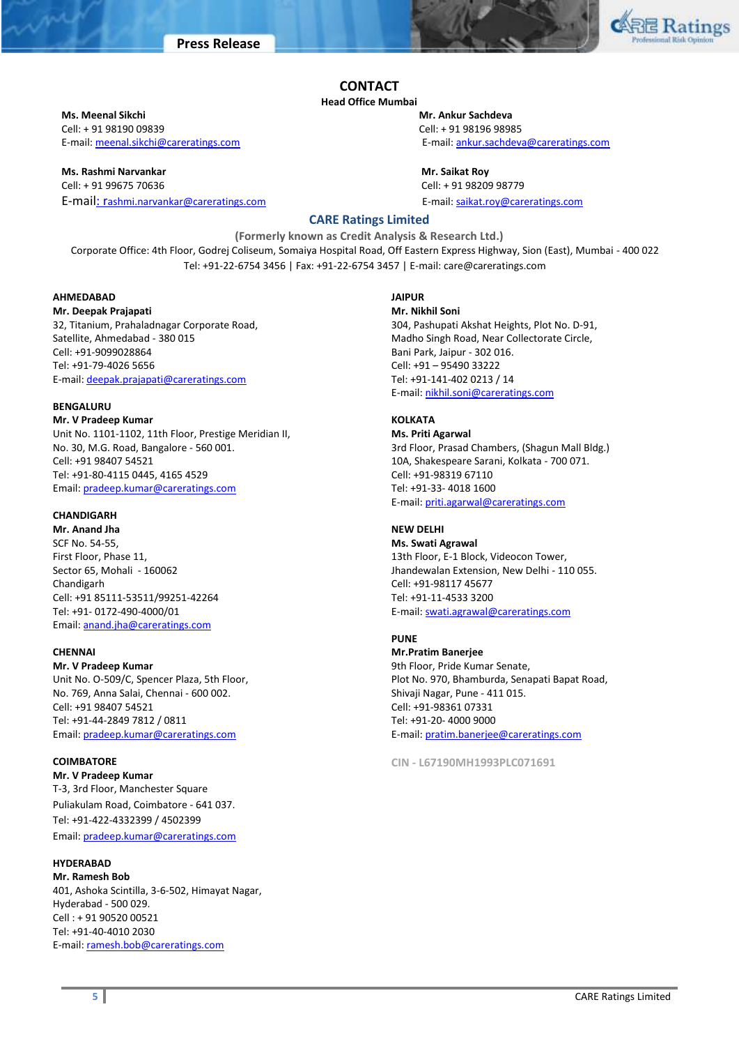## CONTACT

**Head Office Mumbai**

**Ms. Meenal Sikchi**
Cell: + 91 98190 09839
E-mail: meenal.sikchi@careratings.com

**Ms. Rashmi Narvankar**
Cell: + 91 99675 70636
E-mail: rashmi.narvankar@careratings.com

**Mr. Ankur Sachdeva**
Cell: + 91 98196 98985
E-mail: ankur.sachdeva@careratings.com

**Mr. Saikat Roy**
Cell: + 91 98209 98779
E-mail: saikat.roy@careratings.com

### CARE Ratings Limited

**(Formerly known as Credit Analysis & Research Ltd.)**

Corporate Office: 4th Floor, Godrej Coliseum, Somaiya Hospital Road, Off Eastern Express Highway, Sion (East), Mumbai - 400 022
Tel: +91-22-6754 3456 | Fax: +91-22-6754 3457 | E-mail: care@careratings.com

**AHMEDABAD**
**Mr. Deepak Prajapati**
32, Titanium, Prahaladnagar Corporate Road,
Satellite, Ahmedabad - 380 015
Cell: +91-9099028864
Tel: +91-79-4026 5656
E-mail: deepak.prajapati@careratings.com

**BENGALURU**
**Mr. V Pradeep Kumar**
Unit No. 1101-1102, 11th Floor, Prestige Meridian II,
No. 30, M.G. Road, Bangalore - 560 001.
Cell: +91 98407 54521
Tel: +91-80-4115 0445, 4165 4529
Email: pradeep.kumar@careratings.com

**CHANDIGARH**
**Mr. Anand Jha**
SCF No. 54-55,
First Floor, Phase 11,
Sector 65, Mohali - 160062
Chandigarh
Cell: +91 85111-53511/99251-42264
Tel: +91- 0172-490-4000/01
Email: anand.jha@careratings.com

**CHENNAI**
**Mr. V Pradeep Kumar**
Unit No. O-509/C, Spencer Plaza, 5th Floor,
No. 769, Anna Salai, Chennai - 600 002.
Cell: +91 98407 54521
Tel: +91-44-2849 7812 / 0811
Email: pradeep.kumar@careratings.com

**COIMBATORE**
**Mr. V Pradeep Kumar**
T-3, 3rd Floor, Manchester Square
Puliakulam Road, Coimbatore - 641 037.
Tel: +91-422-4332399 / 4502399
Email: pradeep.kumar@careratings.com

**HYDERABAD**
**Mr. Ramesh Bob**
401, Ashoka Scintilla, 3-6-502, Himayat Nagar,
Hyderabad - 500 029.
Cell : + 91 90520 00521
Tel: +91-40-4010 2030
E-mail: ramesh.bob@careratings.com

**JAIPUR**
**Mr. Nikhil Soni**
304, Pashupati Akshat Heights, Plot No. D-91,
Madho Singh Road, Near Collectorate Circle,
Bani Park, Jaipur - 302 016.
Cell: +91 – 95490 33222
Tel: +91-141-402 0213 / 14
E-mail: nikhil.soni@careratings.com

**KOLKATA**
**Ms. Priti Agarwal**
3rd Floor, Prasad Chambers, (Shagun Mall Bldg.)
10A, Shakespeare Sarani, Kolkata - 700 071.
Cell: +91-98319 67110
Tel: +91-33- 4018 1600
E-mail: priti.agarwal@careratings.com

**NEW DELHI**
**Ms. Swati Agrawal**
13th Floor, E-1 Block, Videocon Tower,
Jhandewalan Extension, New Delhi - 110 055.
Cell: +91-98117 45677
Tel: +91-11-4533 3200
E-mail: swati.agrawal@careratings.com

**PUNE**
**Mr.Pratim Banerjee**
9th Floor, Pride Kumar Senate,
Plot No. 970, Bhamburda, Senapati Bapat Road,
Shivaji Nagar, Pune - 411 015.
Cell: +91-98361 07331
Tel: +91-20- 4000 9000
E-mail: pratim.banerjee@careratings.com

CIN - L67190MH1993PLC071691